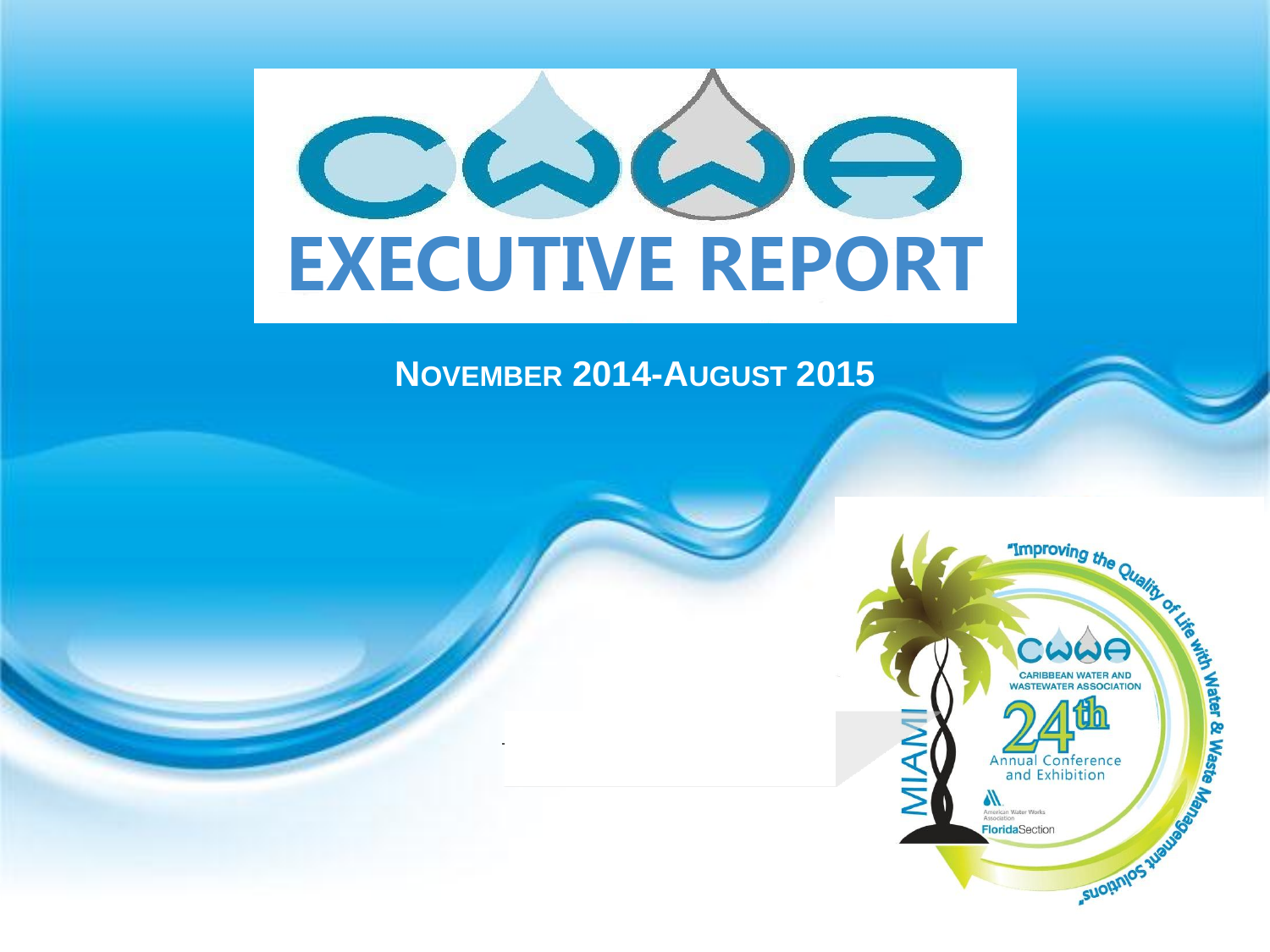# EXECUTIVE REPORT

**NOVEMBER 2014-AUGUST 2015**

"Improving the Quality of Life with Water & Waste Management Solutions"

CWWA

CARIBBEAN WATER AND WASTEWATER ASSOCIATION

24th Annual Conference and Exhibition

MIAMI

American Water Works Association

FloridaSection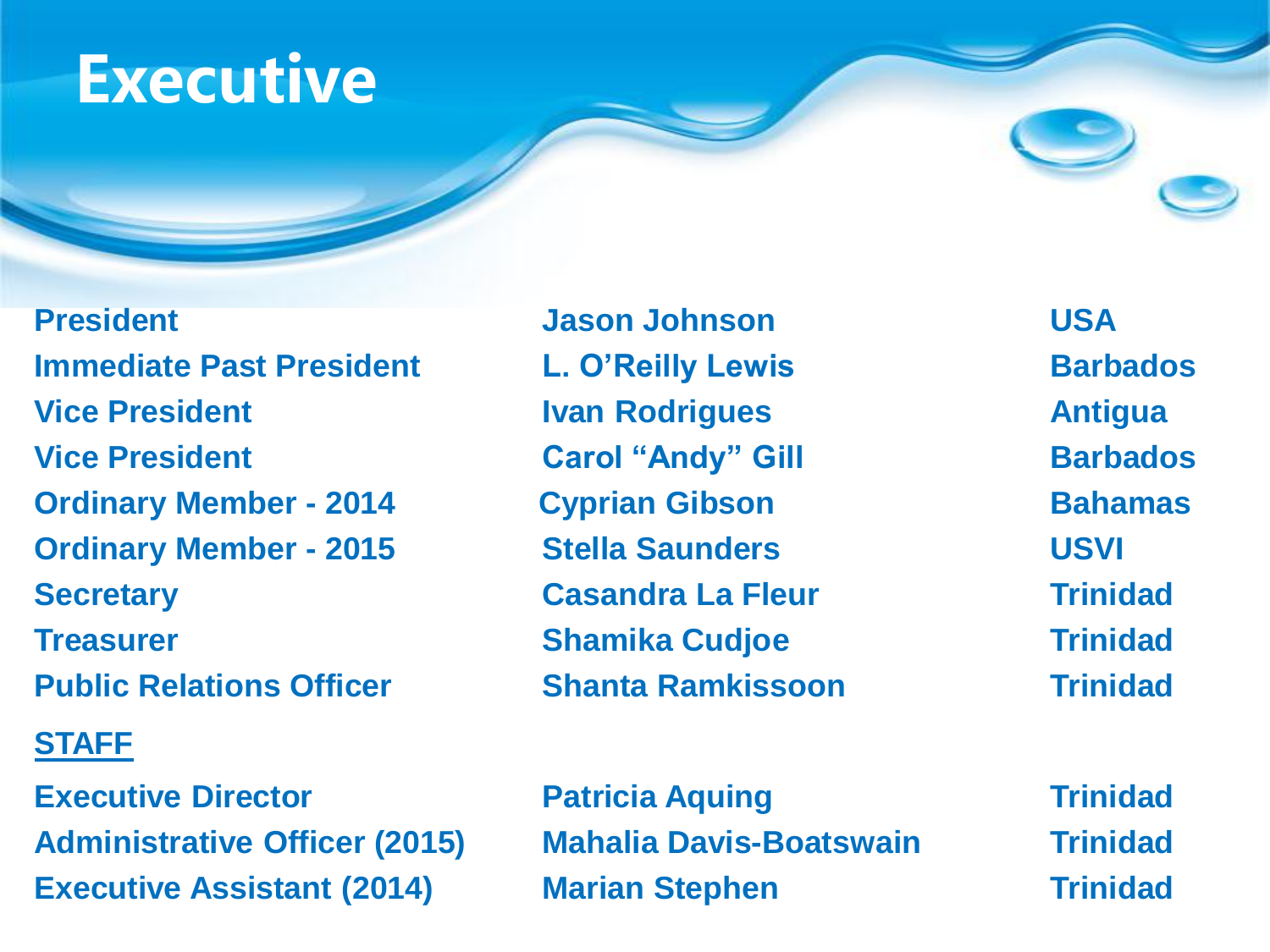# Executive

| | | |
|---|---|---|
| President | Jason Johnson | USA |
| Immediate Past President | L. O'Reilly Lewis | Barbados |
| Vice President | Ivan Rodrigues | Antigua |
| Vice President | Carol "Andy" Gill | Barbados |
| Ordinary Member - 2014 | Cyprian Gibson | Bahamas |
| Ordinary Member - 2015 | Stella Saunders | USVI |
| Secretary | Casandra La Fleur | Trinidad |
| Treasurer | Shamika Cudjoe | Trinidad |
| Public Relations Officer | Shanta Ramkissoon | Trinidad |

**STAFF**

| | | |
|---|---|---|
| Executive Director | Patricia Aquing | Trinidad |
| Administrative Officer (2015) | Mahalia Davis-Boatswain | Trinidad |
| Executive Assistant (2014) | Marian Stephen | Trinidad |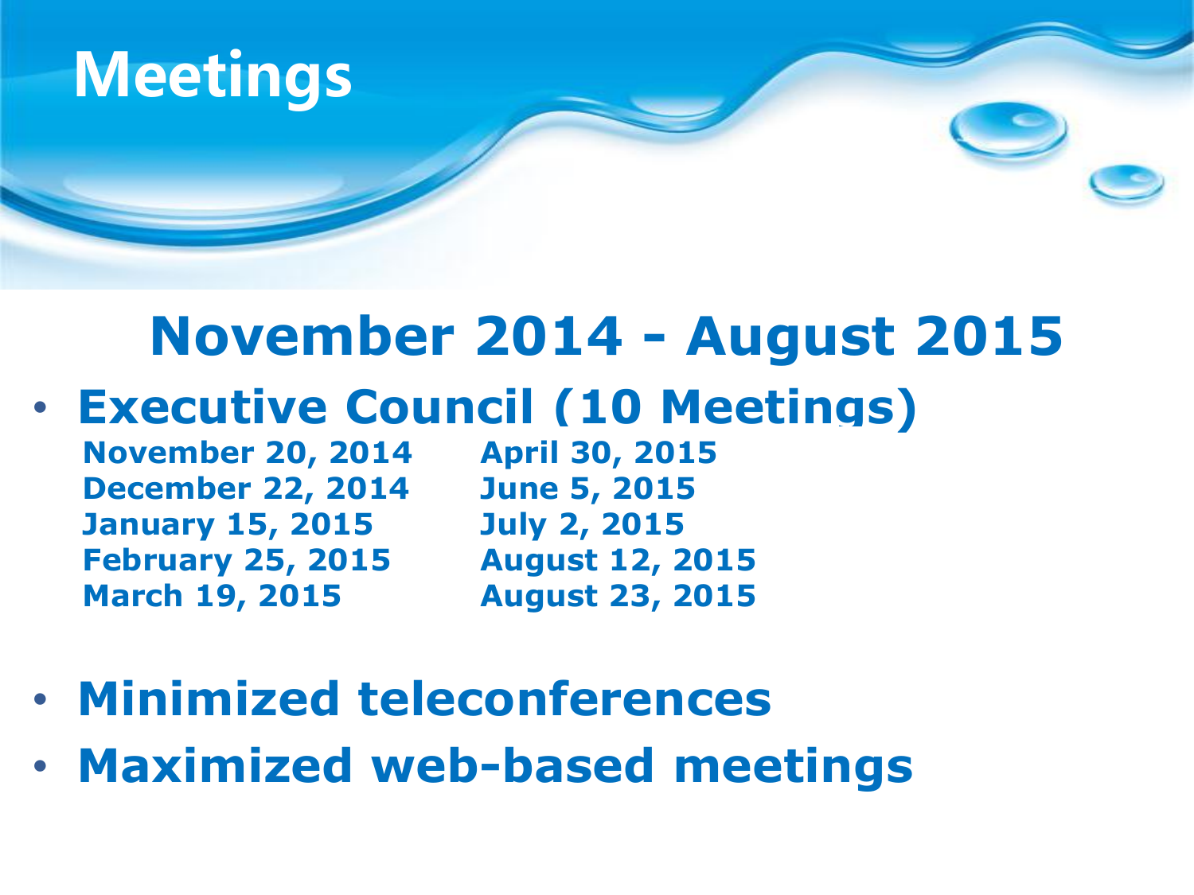# Meetings

## November 2014 - August 2015

- **Executive Council (10 Meetings)**

  **November 20, 2014**
  **December 22, 2014**
  **January 15, 2015**
  **February 25, 2015**
  **March 19, 2015**
  **April 30, 2015**
  **June 5, 2015**
  **July 2, 2015**
  **August 12, 2015**
  **August 23, 2015**

- **Minimized teleconferences**
- **Maximized web-based meetings**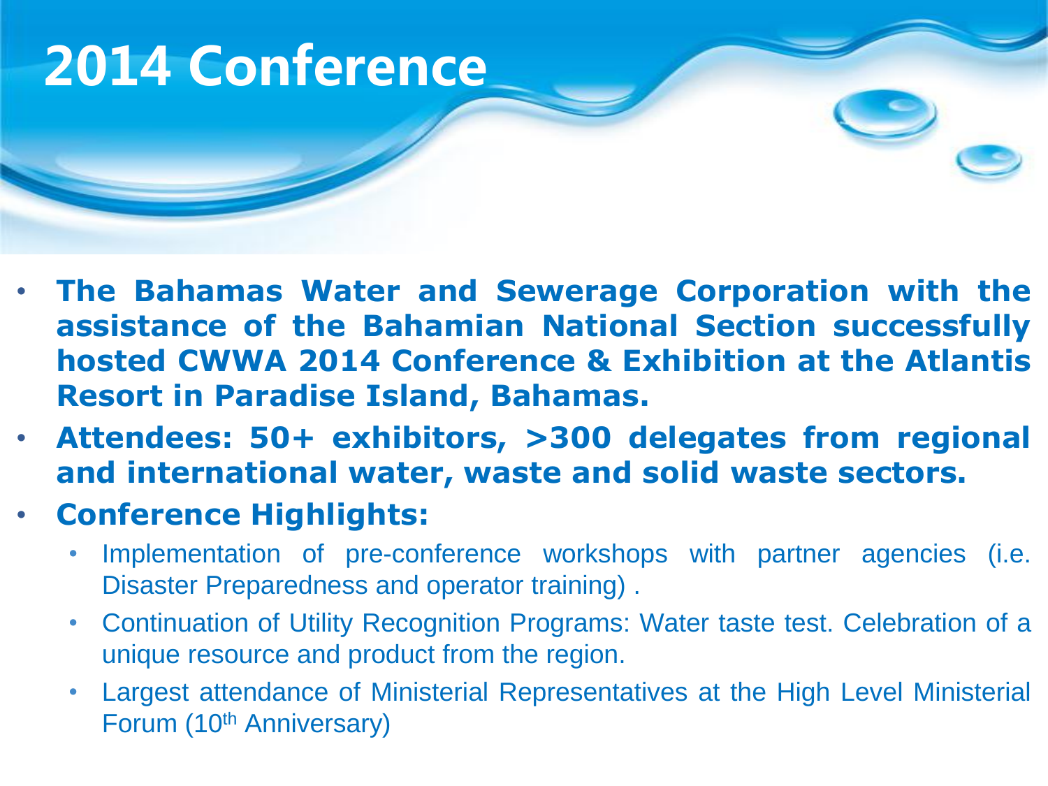# 2014 Conference

- **The Bahamas Water and Sewerage Corporation with the assistance of the Bahamian National Section successfully hosted CWWA 2014 Conference & Exhibition at the Atlantis Resort in Paradise Island, Bahamas.**
- **Attendees: 50+ exhibitors, >300 delegates from regional and international water, waste and solid waste sectors.**
- **Conference Highlights:**
  - Implementation of pre-conference workshops with partner agencies (i.e. Disaster Preparedness and operator training) .
  - Continuation of Utility Recognition Programs: Water taste test. Celebration of a unique resource and product from the region.
  - Largest attendance of Ministerial Representatives at the High Level Ministerial Forum (10th Anniversary)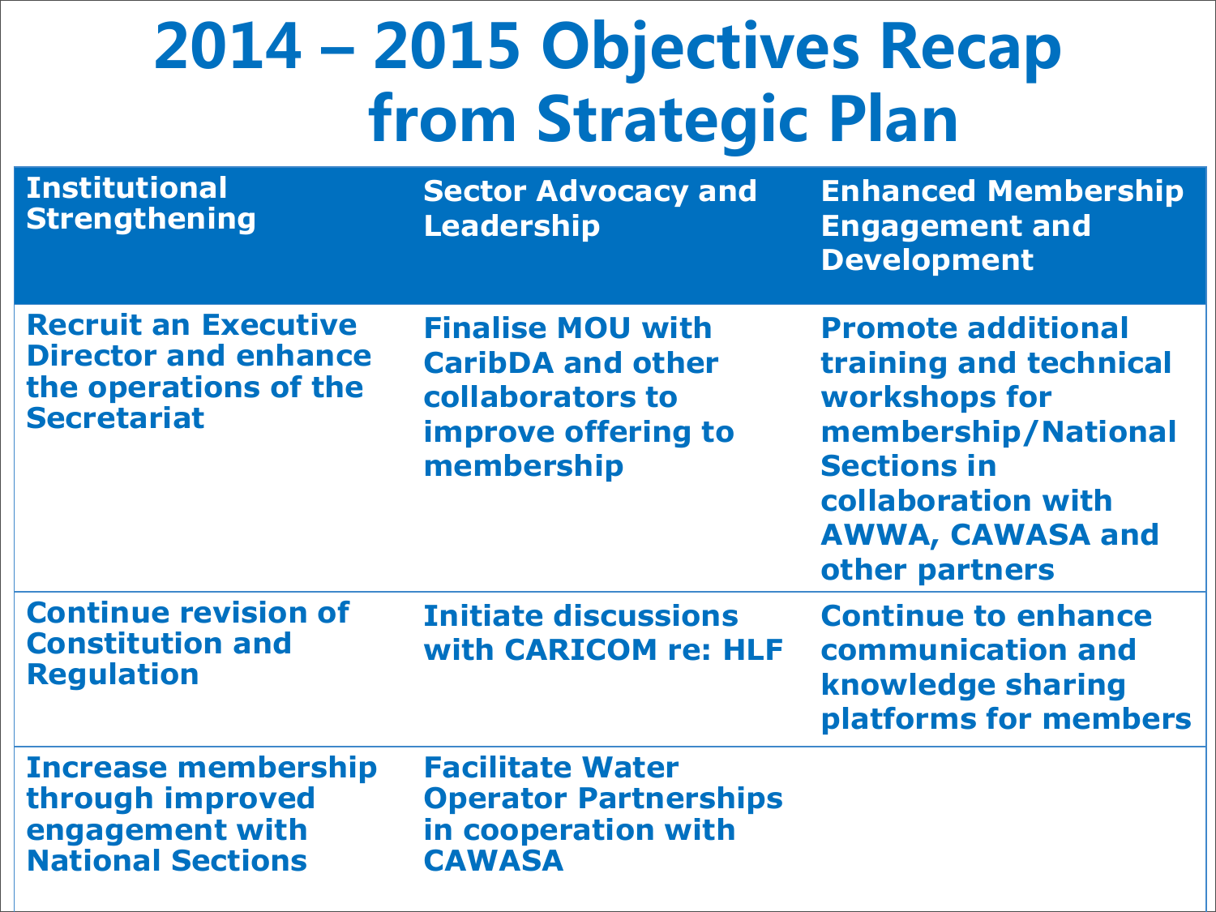# 2014 – 2015 Objectives Recap from Strategic Plan

| Institutional Strengthening | Sector Advocacy and Leadership | Enhanced Membership Engagement and Development |
|---|---|---|
| Recruit an Executive Director and enhance the operations of the Secretariat | Finalise MOU with CaribDA and other collaborators to improve offering to membership | Promote additional training and technical workshops for membership/National Sections in collaboration with AWWA, CAWASA and other partners |
| Continue revision of Constitution and Regulation | Initiate discussions with CARICOM re: HLF | Continue to enhance communication and knowledge sharing platforms for members |
| Increase membership through improved engagement with National Sections | Facilitate Water Operator Partnerships in cooperation with CAWASA | |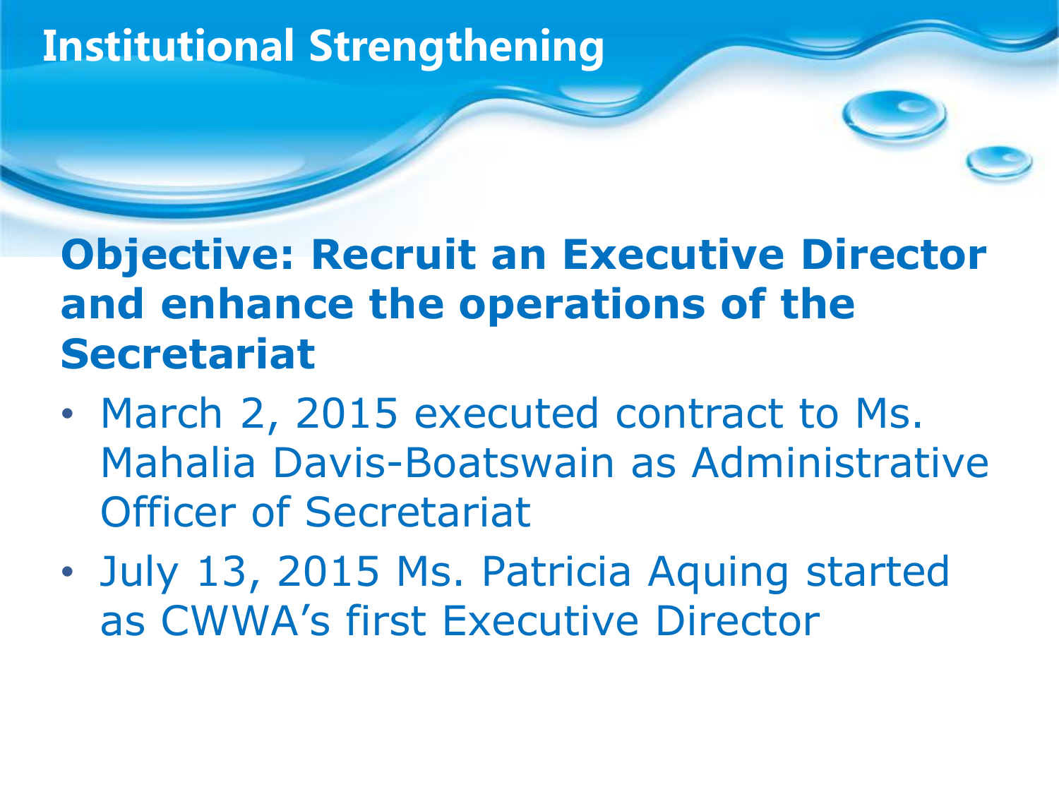# Institutional Strengthening

## Objective: Recruit an Executive Director and enhance the operations of the Secretariat

- March 2, 2015 executed contract to Ms. Mahalia Davis-Boatswain as Administrative Officer of Secretariat
- July 13, 2015 Ms. Patricia Aquing started as CWWA's first Executive Director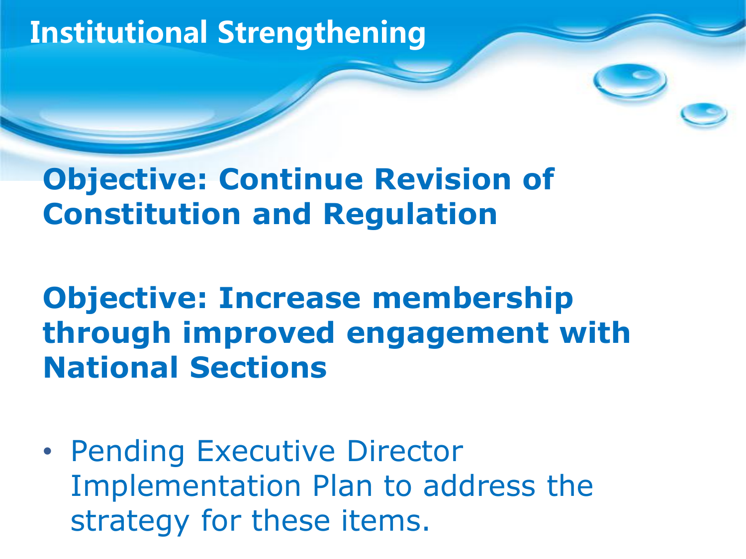# Institutional Strengthening

**Objective: Continue Revision of Constitution and Regulation**

**Objective: Increase membership through improved engagement with National Sections**

- Pending Executive Director Implementation Plan to address the strategy for these items.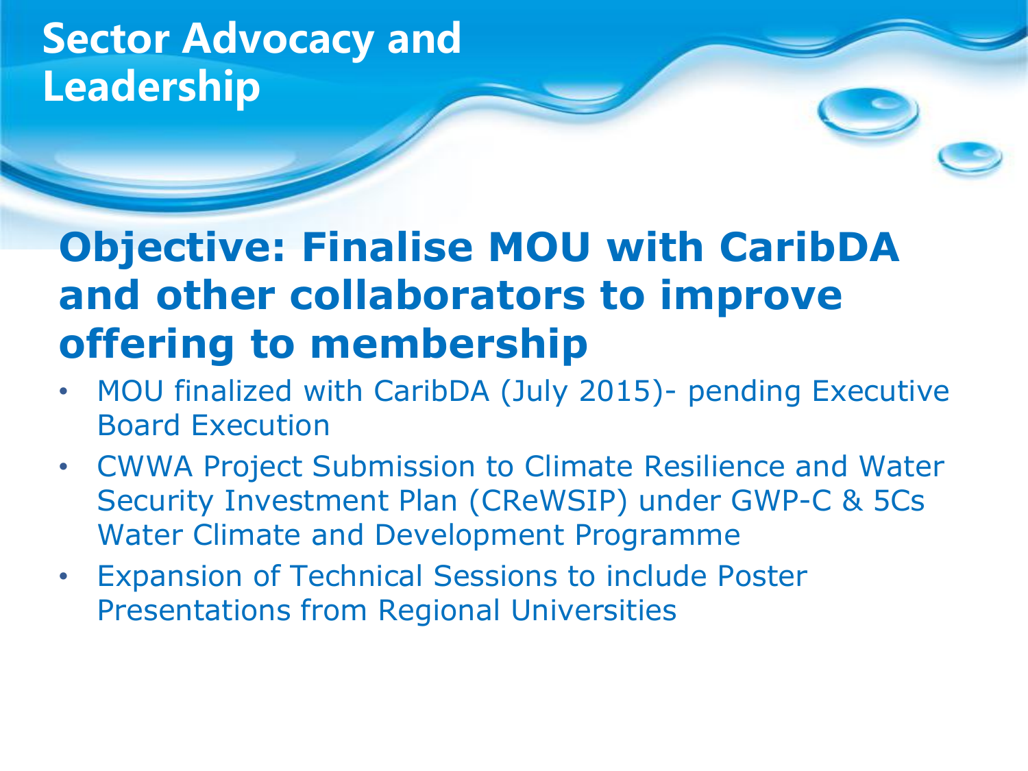# Sector Advocacy and Leadership

## Objective: Finalise MOU with CaribDA and other collaborators to improve offering to membership

- MOU finalized with CaribDA (July 2015)- pending Executive Board Execution
- CWWA Project Submission to Climate Resilience and Water Security Investment Plan (CReWSIP) under GWP-C & 5Cs Water Climate and Development Programme
- Expansion of Technical Sessions to include Poster Presentations from Regional Universities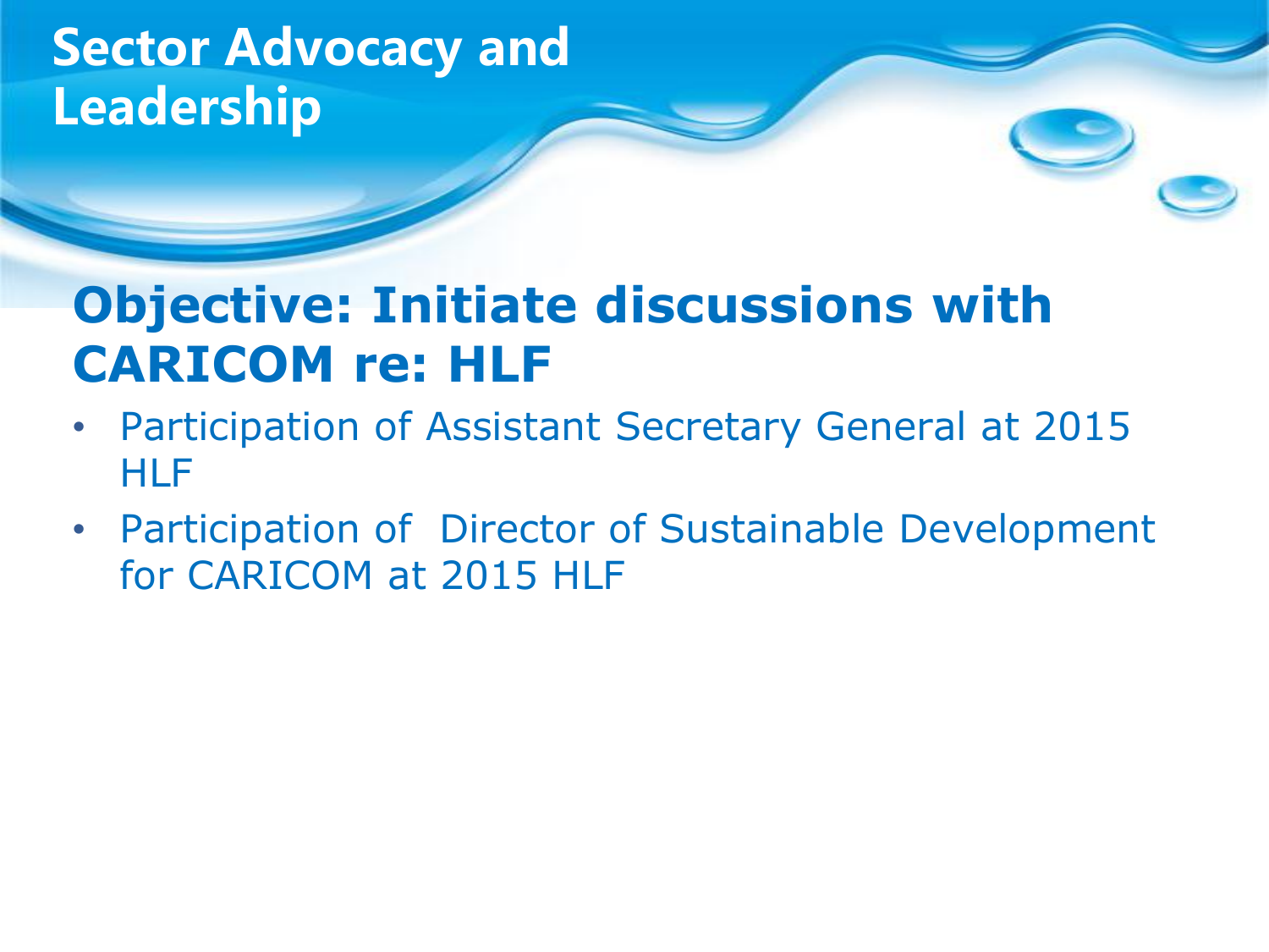# Sector Advocacy and Leadership

## Objective: Initiate discussions with CARICOM re: HLF

- Participation of Assistant Secretary General at 2015 HLF
- Participation of Director of Sustainable Development for CARICOM at 2015 HLF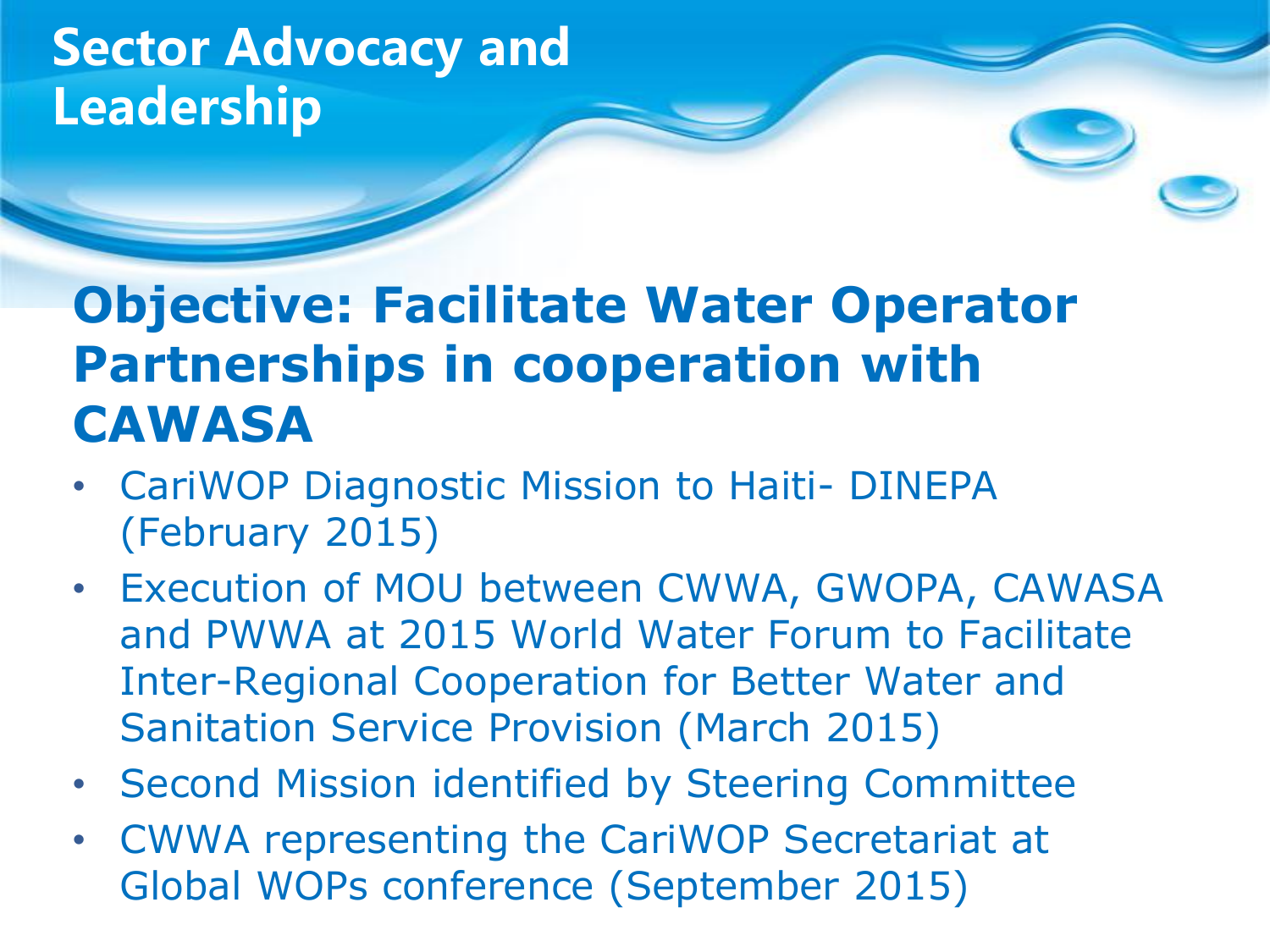# Sector Advocacy and Leadership

## Objective: Facilitate Water Operator Partnerships in cooperation with CAWASA

- CariWOP Diagnostic Mission to Haiti- DINEPA (February 2015)
- Execution of MOU between CWWA, GWOPA, CAWASA and PWWA at 2015 World Water Forum to Facilitate Inter-Regional Cooperation for Better Water and Sanitation Service Provision (March 2015)
- Second Mission identified by Steering Committee
- CWWA representing the CariWOP Secretariat at Global WOPs conference (September 2015)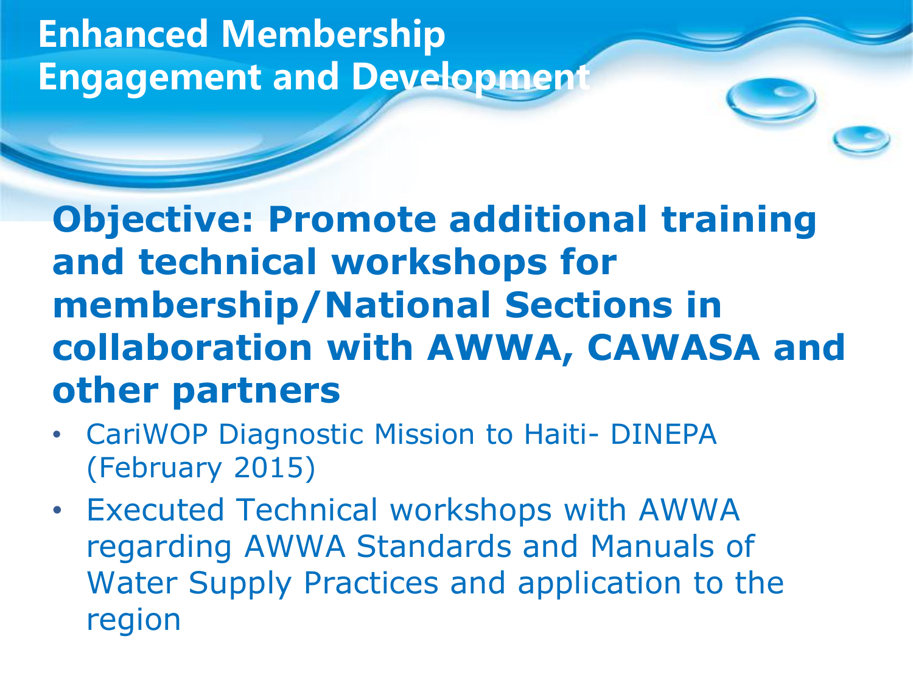# Enhanced Membership Engagement and Development

## Objective: Promote additional training and technical workshops for membership/National Sections in collaboration with AWWA, CAWASA and other partners

- CariWOP Diagnostic Mission to Haiti- DINEPA (February 2015)
- Executed Technical workshops with AWWA regarding AWWA Standards and Manuals of Water Supply Practices and application to the region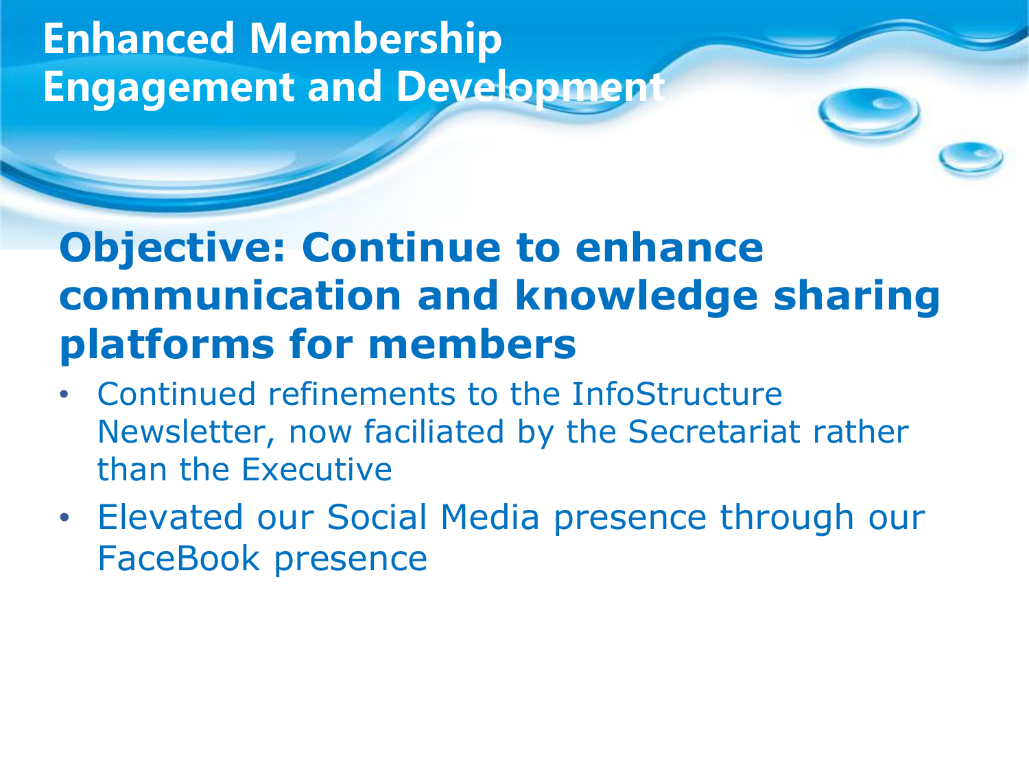# Enhanced Membership Engagement and Development

## Objective: Continue to enhance communication and knowledge sharing platforms for members

- Continued refinements to the InfoStructure Newsletter, now faciliated by the Secretariat rather than the Executive
- Elevated our Social Media presence through our FaceBook presence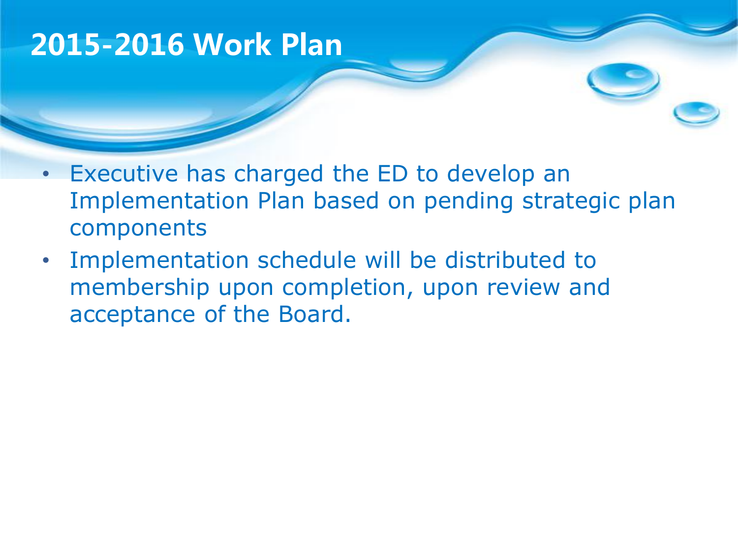# 2015-2016 Work Plan

- Executive has charged the ED to develop an Implementation Plan based on pending strategic plan components
- Implementation schedule will be distributed to membership upon completion, upon review and acceptance of the Board.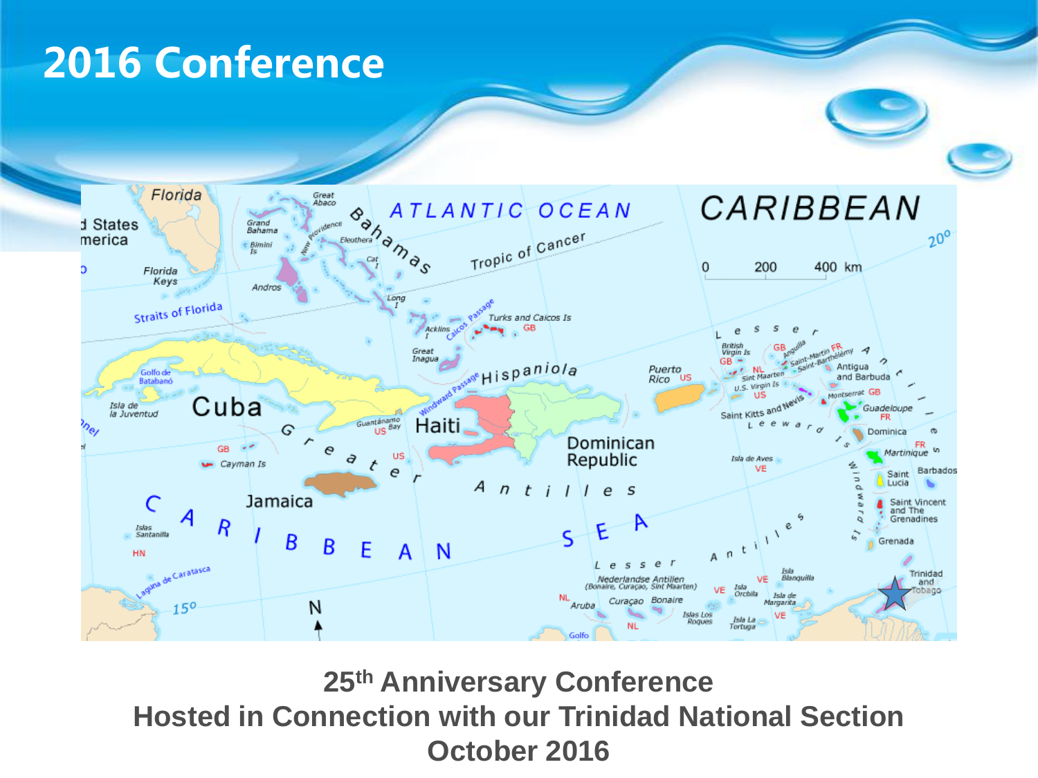# 2016 Conference

**25th Anniversary Conference**
**Hosted in Connection with our Trinidad National Section**
**October 2016**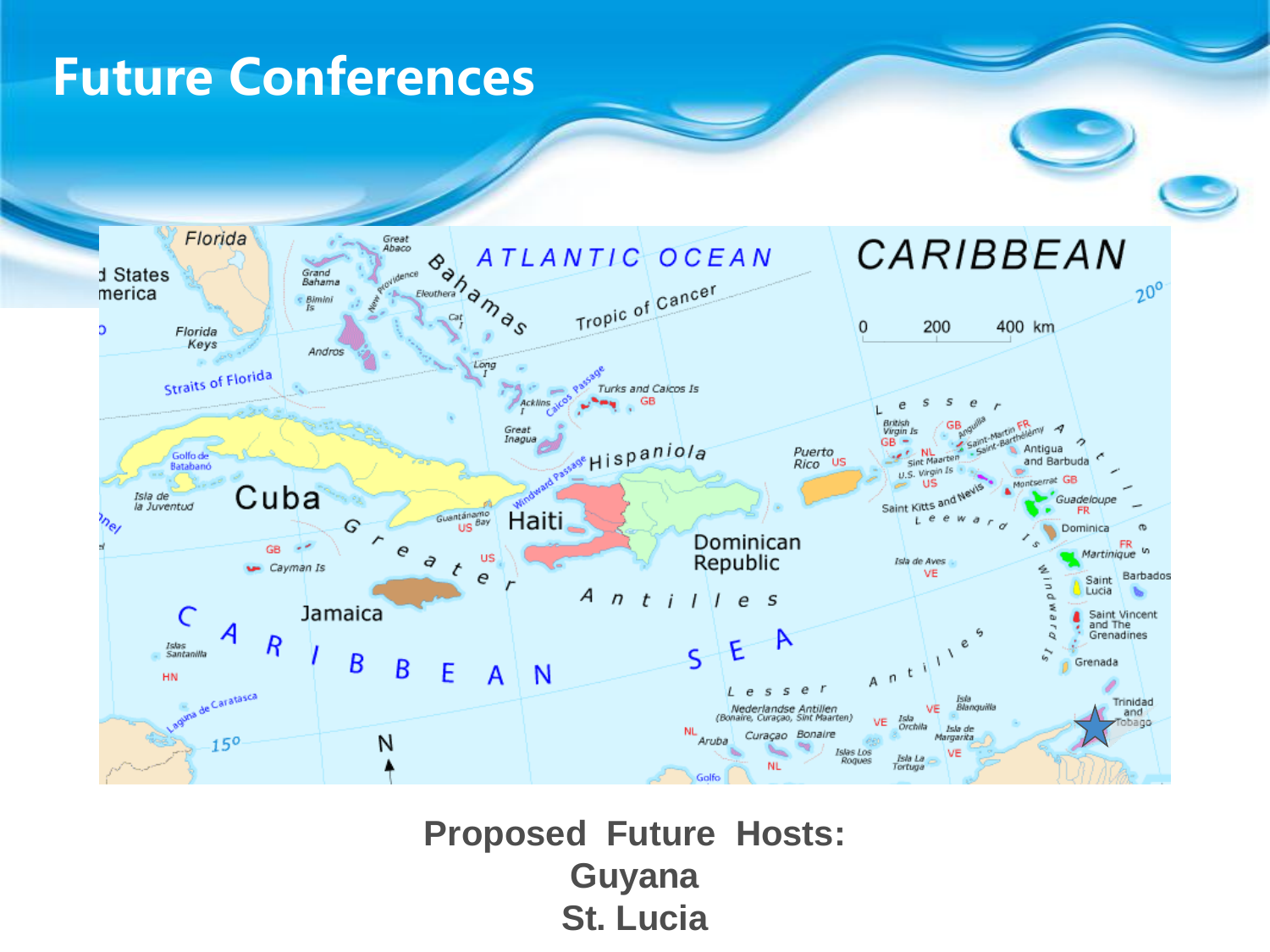# Future Conferences

**Proposed Future Hosts:**
**Guyana**
**St. Lucia**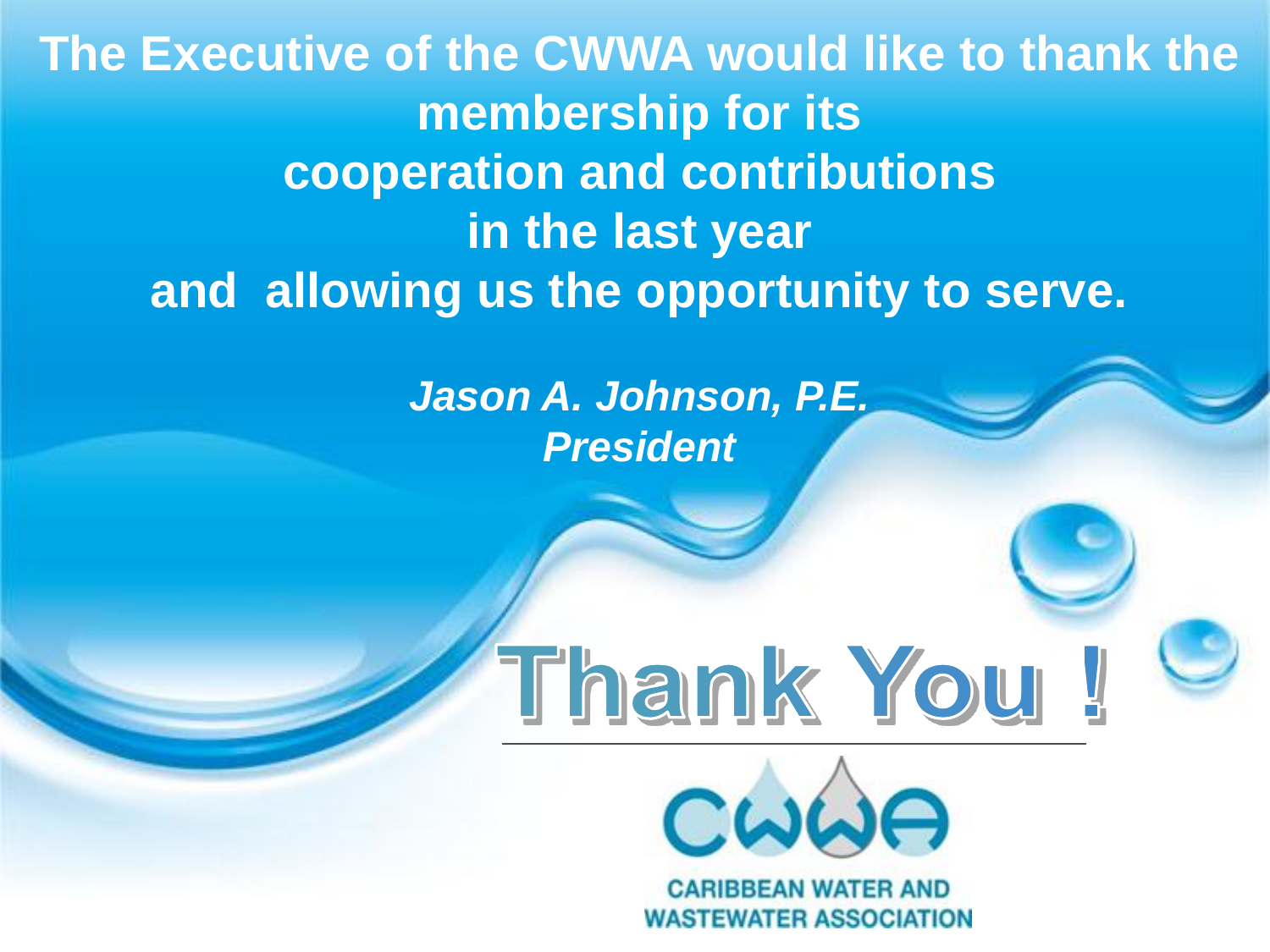**The Executive of the CWWA would like to thank the membership for its cooperation and contributions in the last year and allowing us the opportunity to serve.**

***Jason A. Johnson, P.E.***
***President***

# Thank You !

CWWA

CARIBBEAN WATER AND WASTEWATER ASSOCIATION